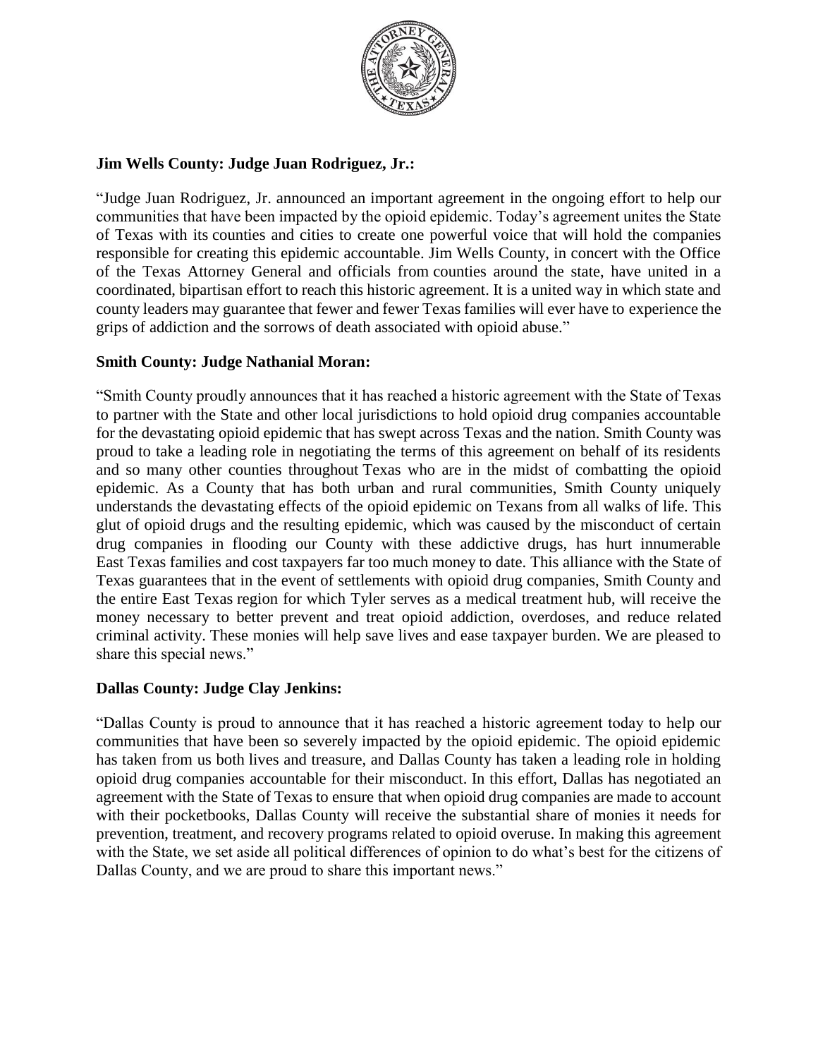**Jim Wells County: Judge Juan Rodriguez, Jr.:**

"Judge Juan Rodriguez, Jr. announced an important agreement in the ongoing effort to help our communities that have been impacted by the opioid epidemic. Today's agreement unites the State of Texas with its counties and cities to create one powerful voice that will hold the companies responsible for creating this epidemic accountable. Jim Wells County, in concert with the Office of the Texas Attorney General and officials from counties around the state, have united in a coordinated, bipartisan effort to reach this historic agreement. It is a united way in which state and county leaders may guarantee that fewer and fewer Texas families will ever have to experience the grips of addiction and the sorrows of death associated with opioid abuse."

**Smith County: Judge Nathanial Moran:**

"Smith County proudly announces that it has reached a historic agreement with the State of Texas to partner with the State and other local jurisdictions to hold opioid drug companies accountable for the devastating opioid epidemic that has swept across Texas and the nation. Smith County was proud to take a leading role in negotiating the terms of this agreement on behalf of its residents and so many other counties throughout Texas who are in the midst of combatting the opioid epidemic. As a County that has both urban and rural communities, Smith County uniquely understands the devastating effects of the opioid epidemic on Texans from all walks of life. This glut of opioid drugs and the resulting epidemic, which was caused by the misconduct of certain drug companies in flooding our County with these addictive drugs, has hurt innumerable East Texas families and cost taxpayers far too much money to date. This alliance with the State of Texas guarantees that in the event of settlements with opioid drug companies, Smith County and the entire East Texas region for which Tyler serves as a medical treatment hub, will receive the money necessary to better prevent and treat opioid addiction, overdoses, and reduce related criminal activity. These monies will help save lives and ease taxpayer burden. We are pleased to share this special news."

**Dallas County: Judge Clay Jenkins:**

"Dallas County is proud to announce that it has reached a historic agreement today to help our communities that have been so severely impacted by the opioid epidemic. The opioid epidemic has taken from us both lives and treasure, and Dallas County has taken a leading role in holding opioid drug companies accountable for their misconduct. In this effort, Dallas has negotiated an agreement with the State of Texas to ensure that when opioid drug companies are made to account with their pocketbooks, Dallas County will receive the substantial share of monies it needs for prevention, treatment, and recovery programs related to opioid overuse. In making this agreement with the State, we set aside all political differences of opinion to do what's best for the citizens of Dallas County, and we are proud to share this important news."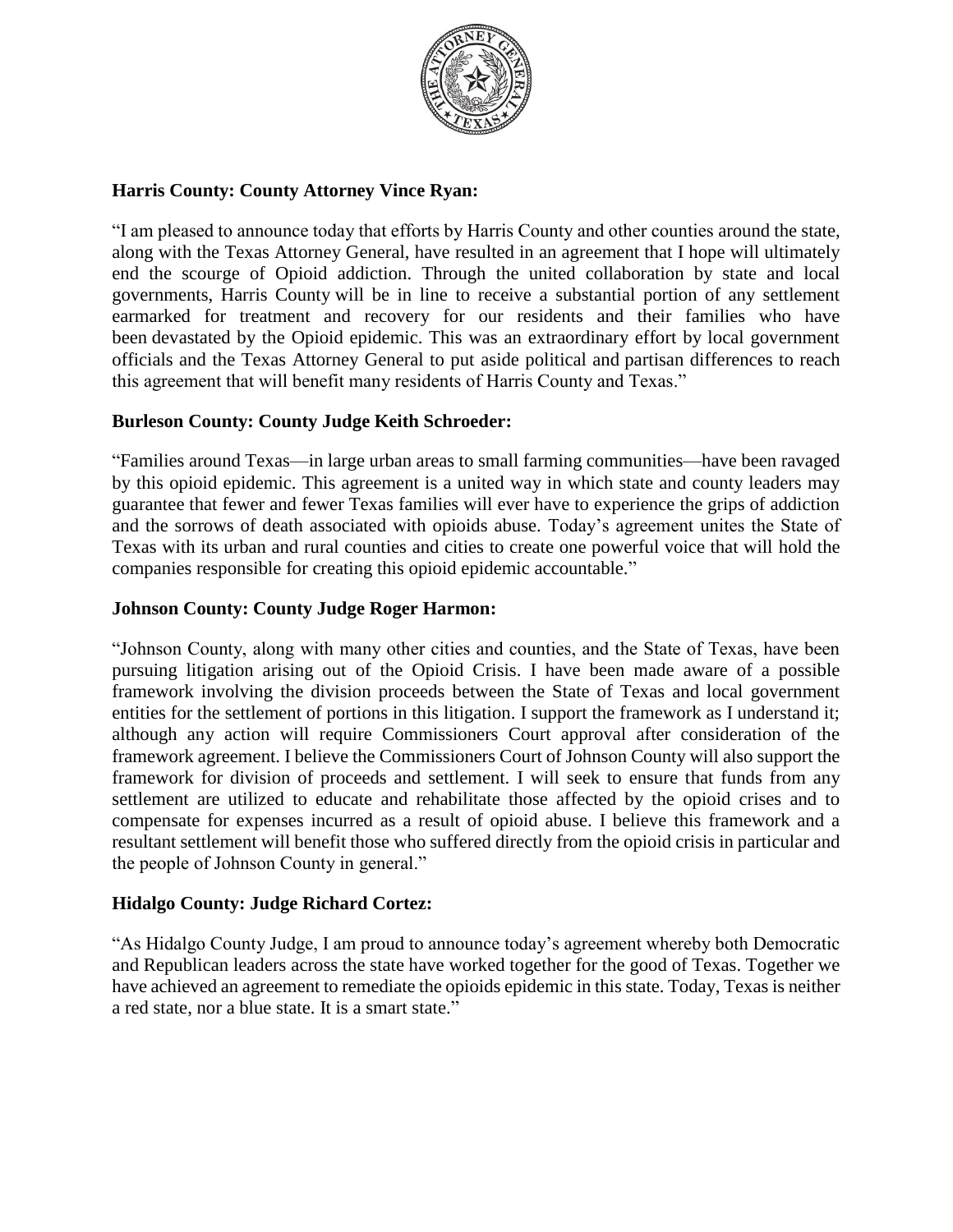**Harris County: County Attorney Vince Ryan:**

"I am pleased to announce today that efforts by Harris County and other counties around the state, along with the Texas Attorney General, have resulted in an agreement that I hope will ultimately end the scourge of Opioid addiction. Through the united collaboration by state and local governments, Harris County will be in line to receive a substantial portion of any settlement earmarked for treatment and recovery for our residents and their families who have been devastated by the Opioid epidemic. This was an extraordinary effort by local government officials and the Texas Attorney General to put aside political and partisan differences to reach this agreement that will benefit many residents of Harris County and Texas."

**Burleson County: County Judge Keith Schroeder:**

"Families around Texas—in large urban areas to small farming communities—have been ravaged by this opioid epidemic. This agreement is a united way in which state and county leaders may guarantee that fewer and fewer Texas families will ever have to experience the grips of addiction and the sorrows of death associated with opioids abuse. Today's agreement unites the State of Texas with its urban and rural counties and cities to create one powerful voice that will hold the companies responsible for creating this opioid epidemic accountable."

**Johnson County: County Judge Roger Harmon:**

"Johnson County, along with many other cities and counties, and the State of Texas, have been pursuing litigation arising out of the Opioid Crisis. I have been made aware of a possible framework involving the division proceeds between the State of Texas and local government entities for the settlement of portions in this litigation. I support the framework as I understand it; although any action will require Commissioners Court approval after consideration of the framework agreement. I believe the Commissioners Court of Johnson County will also support the framework for division of proceeds and settlement. I will seek to ensure that funds from any settlement are utilized to educate and rehabilitate those affected by the opioid crises and to compensate for expenses incurred as a result of opioid abuse. I believe this framework and a resultant settlement will benefit those who suffered directly from the opioid crisis in particular and the people of Johnson County in general."

**Hidalgo County: Judge Richard Cortez:**

"As Hidalgo County Judge, I am proud to announce today's agreement whereby both Democratic and Republican leaders across the state have worked together for the good of Texas. Together we have achieved an agreement to remediate the opioids epidemic in this state. Today, Texas is neither a red state, nor a blue state. It is a smart state."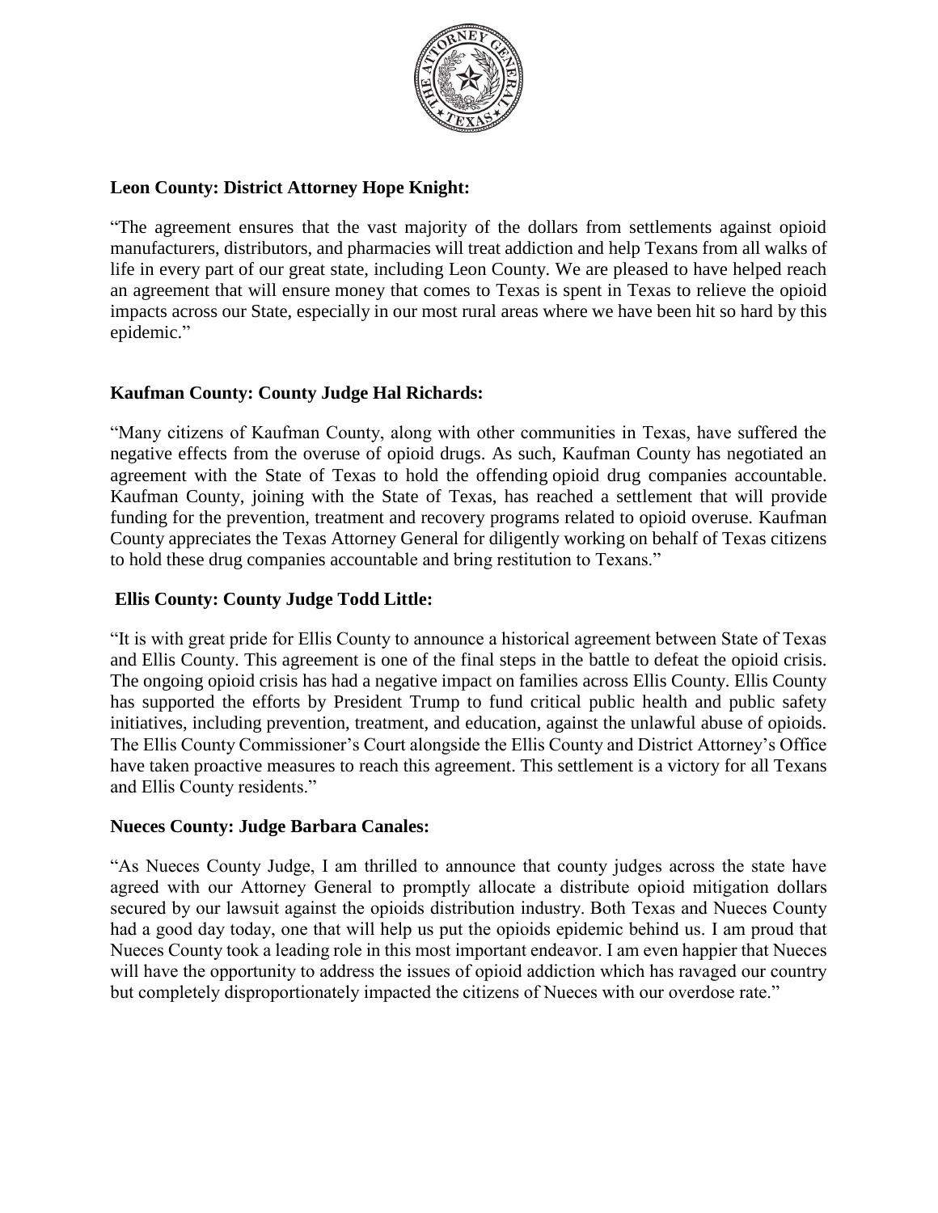**Leon County: District Attorney Hope Knight:**

"The agreement ensures that the vast majority of the dollars from settlements against opioid manufacturers, distributors, and pharmacies will treat addiction and help Texans from all walks of life in every part of our great state, including Leon County. We are pleased to have helped reach an agreement that will ensure money that comes to Texas is spent in Texas to relieve the opioid impacts across our State, especially in our most rural areas where we have been hit so hard by this epidemic."

**Kaufman County: County Judge Hal Richards:**

"Many citizens of Kaufman County, along with other communities in Texas, have suffered the negative effects from the overuse of opioid drugs. As such, Kaufman County has negotiated an agreement with the State of Texas to hold the offending opioid drug companies accountable. Kaufman County, joining with the State of Texas, has reached a settlement that will provide funding for the prevention, treatment and recovery programs related to opioid overuse. Kaufman County appreciates the Texas Attorney General for diligently working on behalf of Texas citizens to hold these drug companies accountable and bring restitution to Texans."

**Ellis County: County Judge Todd Little:**

"It is with great pride for Ellis County to announce a historical agreement between State of Texas and Ellis County. This agreement is one of the final steps in the battle to defeat the opioid crisis. The ongoing opioid crisis has had a negative impact on families across Ellis County. Ellis County has supported the efforts by President Trump to fund critical public health and public safety initiatives, including prevention, treatment, and education, against the unlawful abuse of opioids. The Ellis County Commissioner's Court alongside the Ellis County and District Attorney's Office have taken proactive measures to reach this agreement. This settlement is a victory for all Texans and Ellis County residents."

**Nueces County: Judge Barbara Canales:**

"As Nueces County Judge, I am thrilled to announce that county judges across the state have agreed with our Attorney General to promptly allocate a distribute opioid mitigation dollars secured by our lawsuit against the opioids distribution industry. Both Texas and Nueces County had a good day today, one that will help us put the opioids epidemic behind us. I am proud that Nueces County took a leading role in this most important endeavor. I am even happier that Nueces will have the opportunity to address the issues of opioid addiction which has ravaged our country but completely disproportionately impacted the citizens of Nueces with our overdose rate."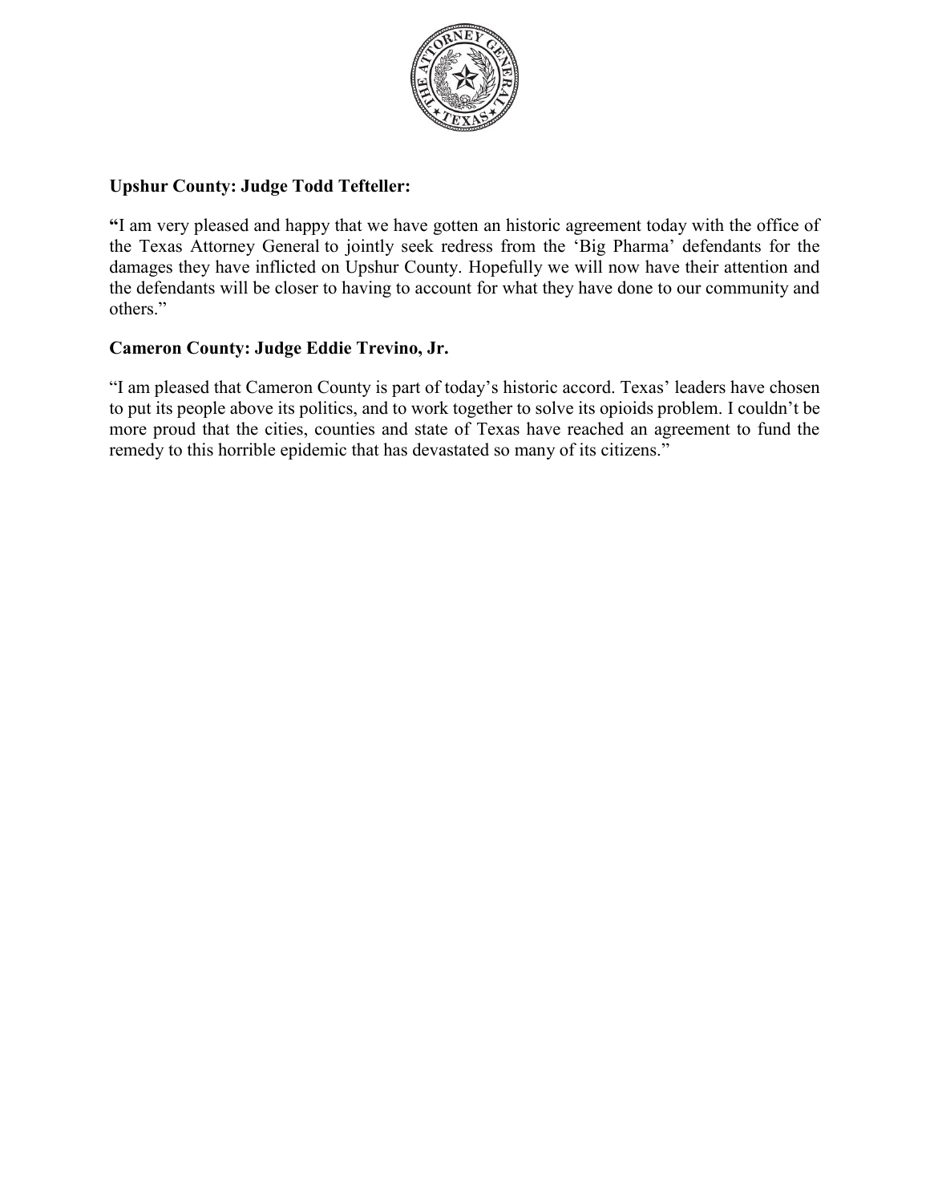**Upshur County: Judge Todd Tefteller:**

**"**I am very pleased and happy that we have gotten an historic agreement today with the office of the Texas Attorney General to jointly seek redress from the 'Big Pharma' defendants for the damages they have inflicted on Upshur County. Hopefully we will now have their attention and the defendants will be closer to having to account for what they have done to our community and others."

**Cameron County: Judge Eddie Trevino, Jr.**

"I am pleased that Cameron County is part of today's historic accord. Texas' leaders have chosen to put its people above its politics, and to work together to solve its opioids problem. I couldn't be more proud that the cities, counties and state of Texas have reached an agreement to fund the remedy to this horrible epidemic that has devastated so many of its citizens."